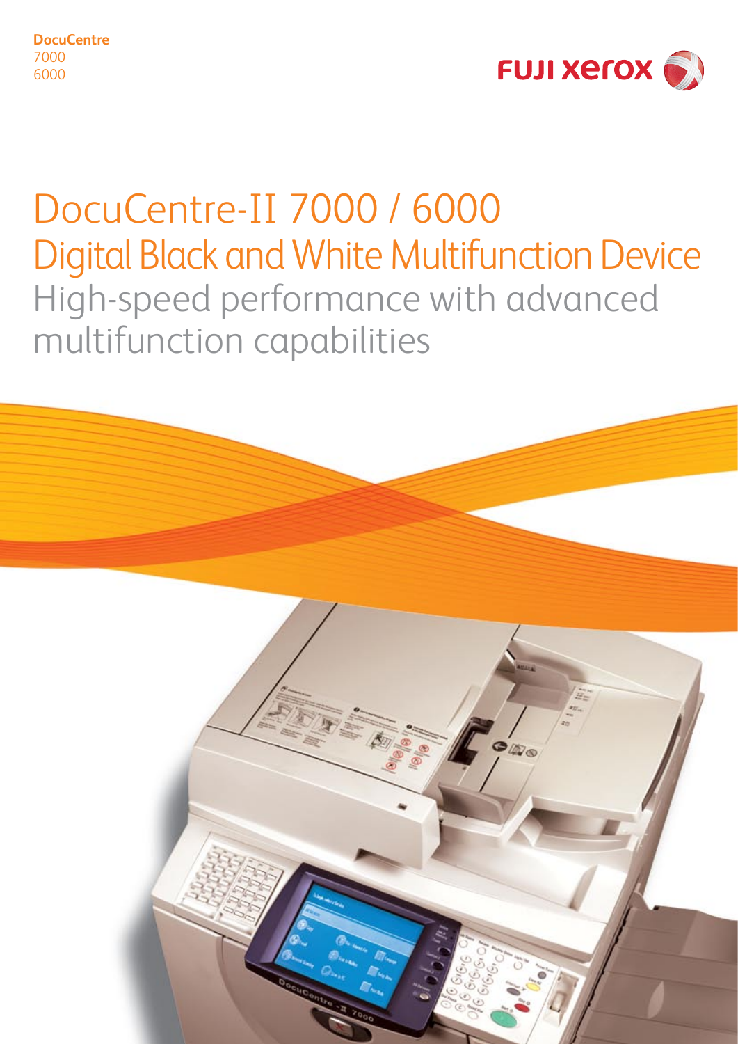DocuCentre
7000
6000

FUJI XEROX

# DocuCentre-II 7000 / 6000

## Digital Black and White Multifunction Device

High-speed performance with advanced multifunction capabilities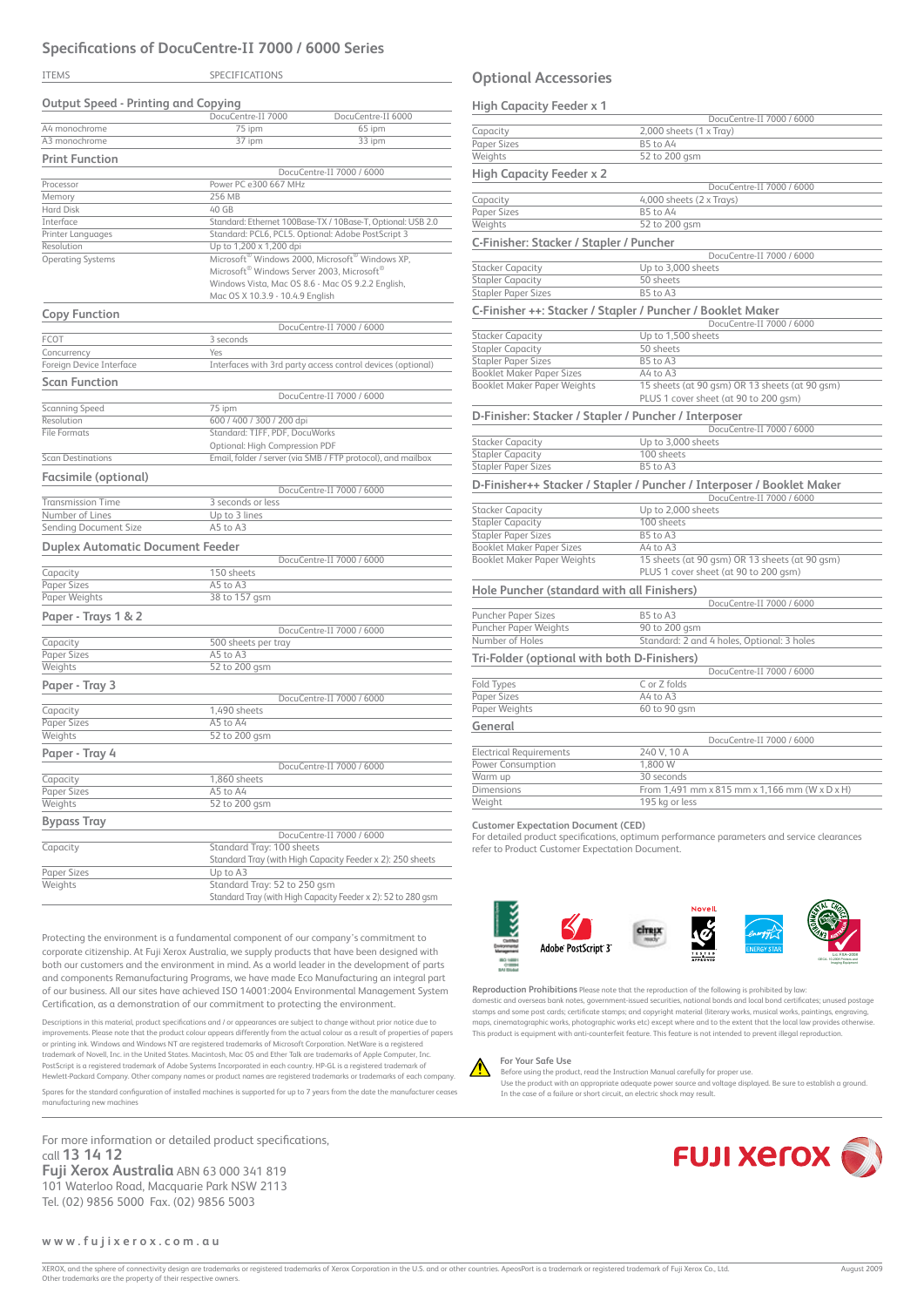# Specifications of DocuCentre-II 7000 / 6000 Series

| ITEMS | SPECIFICATIONS | |
|---|---|---|

## Output Speed - Printing and Copying

| | DocuCentre-II 7000 | DocuCentre-II 6000 |
|---|---|---|
| A4 monochrome | 75 ipm | 65 ipm |
| A3 monochrome | 37 ipm | 33 ipm |

## Print Function

| | DocuCentre-II 7000 / 6000 |
|---|---|
| Processor | Power PC e300 667 MHz |
| Memory | 256 MB |
| Hard Disk | 40 GB |
| Interface | Standard: Ethernet 100Base-TX / 10Base-T, Optional: USB 2.0 |
| Printer Languages | Standard: PCL6, PCL5. Optional: Adobe PostScript 3 |
| Resolution | Up to 1,200 x 1,200 dpi |
| Operating Systems | Microsoft® Windows 2000, Microsoft® Windows XP, Microsoft® Windows Server 2003, Microsoft® Windows Vista, Mac OS 8.6 - Mac OS 9.2.2 English, Mac OS X 10.3.9 - 10.4.9 English |

## Copy Function

| | DocuCentre-II 7000 / 6000 |
|---|---|
| FCOT | 3 seconds |
| Concurrency | Yes |
| Foreign Device Interface | Interfaces with 3rd party access control devices (optional) |

## Scan Function

| | DocuCentre-II 7000 / 6000 |
|---|---|
| Scanning Speed | 75 ipm |
| Resolution | 600 / 400 / 300 / 200 dpi |
| File Formats | Standard: TIFF, PDF, DocuWorks<br>Optional: High Compression PDF |
| Scan Destinations | Email, folder / server (via SMB / FTP protocol), and mailbox |

## Facsimile (optional)

| | DocuCentre-II 7000 / 6000 |
|---|---|
| Transmission Time | 3 seconds or less |
| Number of Lines | Up to 3 lines |
| Sending Document Size | A5 to A3 |

## Duplex Automatic Document Feeder

| | DocuCentre-II 7000 / 6000 |
|---|---|
| Capacity | 150 sheets |
| Paper Sizes | A5 to A3 |
| Paper Weights | 38 to 157 gsm |

## Paper - Trays 1 & 2

| | DocuCentre-II 7000 / 6000 |
|---|---|
| Capacity | 500 sheets per tray |
| Paper Sizes | A5 to A3 |
| Weights | 52 to 200 gsm |

## Paper - Tray 3

| | DocuCentre-II 7000 / 6000 |
|---|---|
| Capacity | 1,490 sheets |
| Paper Sizes | A5 to A4 |
| Weights | 52 to 200 gsm |

## Paper - Tray 4

| | DocuCentre-II 7000 / 6000 |
|---|---|
| Capacity | 1,860 sheets |
| Paper Sizes | A5 to A4 |
| Weights | 52 to 200 gsm |

## Bypass Tray

| | DocuCentre-II 7000 / 6000 |
|---|---|
| Capacity | Standard Tray: 100 sheets<br>Standard Tray (with High Capacity Feeder x 2): 250 sheets |
| Paper Sizes | Up to A3 |
| Weights | Standard Tray: 52 to 250 gsm<br>Standard Tray (with High Capacity Feeder x 2): 52 to 280 gsm |

# Optional Accessories

## High Capacity Feeder x 1

| | DocuCentre-II 7000 / 6000 |
|---|---|
| Capacity | 2,000 sheets (1 x Tray) |
| Paper Sizes | B5 to A4 |
| Weights | 52 to 200 gsm |

## High Capacity Feeder x 2

| | DocuCentre-II 7000 / 6000 |
|---|---|
| Capacity | 4,000 sheets (2 x Trays) |
| Paper Sizes | B5 to A4 |
| Weights | 52 to 200 gsm |

## C-Finisher: Stacker / Stapler / Puncher

| | DocuCentre-II 7000 / 6000 |
|---|---|
| Stacker Capacity | Up to 3,000 sheets |
| Stapler Capacity | 50 sheets |
| Stapler Paper Sizes | B5 to A3 |

## C-Finisher ++: Stacker / Stapler / Puncher / Booklet Maker

| | DocuCentre-II 7000 / 6000 |
|---|---|
| Stacker Capacity | Up to 1,500 sheets |
| Stapler Capacity | 50 sheets |
| Stapler Paper Sizes | B5 to A3 |
| Booklet Maker Paper Sizes | A4 to A3 |
| Booklet Maker Paper Weights | 15 sheets (at 90 gsm) OR 13 sheets (at 90 gsm)<br>PLUS 1 cover sheet (at 90 to 200 gsm) |

## D-Finisher: Stacker / Stapler / Puncher / Interposer

| | DocuCentre-II 7000 / 6000 |
|---|---|
| Stacker Capacity | Up to 3,000 sheets |
| Stapler Capacity | 100 sheets |
| Stapler Paper Sizes | B5 to A3 |

## D-Finisher++ Stacker / Stapler / Puncher / Interposer / Booklet Maker

| | DocuCentre-II 7000 / 6000 |
|---|---|
| Stacker Capacity | Up to 2,000 sheets |
| Stapler Capacity | 100 sheets |
| Stapler Paper Sizes | B5 to A3 |
| Booklet Maker Paper Sizes | A4 to A3 |
| Booklet Maker Paper Weights | 15 sheets (at 90 gsm) OR 13 sheets (at 90 gsm)<br>PLUS 1 cover sheet (at 90 to 200 gsm) |

## Hole Puncher (standard with all Finishers)

| | DocuCentre-II 7000 / 6000 |
|---|---|
| Puncher Paper Sizes | B5 to A3 |
| Puncher Paper Weights | 90 to 200 gsm |
| Number of Holes | Standard: 2 and 4 holes, Optional: 3 holes |

## Tri-Folder (optional with both D-Finishers)

| | DocuCentre-II 7000 / 6000 |
|---|---|
| Fold Types | C or Z folds |
| Paper Sizes | A4 to A3 |
| Paper Weights | 60 to 90 gsm |

## General

| | DocuCentre-II 7000 / 6000 |
|---|---|
| Electrical Requirements | 240 V, 10 A |
| Power Consumption | 1,800 W |
| Warm up | 30 seconds |
| Dimensions | From 1,491 mm x 815 mm x 1,166 mm (W x D x H) |
| Weight | 195 kg or less |

**Customer Expectation Document (CED)**
For detailed product specifications, optimum performance parameters and service clearances refer to Product Customer Expectation Document.

Protecting the environment is a fundamental component of our company's commitment to corporate citizenship. At Fuji Xerox Australia, we supply products that have been designed with both our customers and the environment in mind. As a world leader in the development of parts and components Remanufacturing Programs, we have made Eco Manufacturing an integral part of our business. All our sites have achieved ISO 14001:2004 Environmental Management System Certification, as a demonstration of our commitment to protecting the environment.

Descriptions in this material, product specifications and / or appearances are subject to change without prior notice due to improvements. Please note that the product colour appears differently from the actual colour as a result of properties of papers or printing ink. Windows and Windows NT are registered trademarks of Microsoft Corporation. NetWare is a registered trademark of Novell, Inc. in the United States. Macintosh, Mac OS and Ether Talk are trademarks of Apple Computer, Inc. PostScript is a registered trademark of Adobe Systems Incorporated in each country. HP-GL is a registered trademark of Hewlett-Packard Company. Other company names or product names are registered trademarks or trademarks of each company.

Spares for the standard configuration of installed machines is supported for up to 7 years from the date the manufacturer ceases manufacturing new machines

**Reproduction Prohibitions** Please note that the reproduction of the following is prohibited by law: domestic and overseas bank notes, government-issued securities, national bonds and local bond certificates; unused postage stamps and some post cards; certificate stamps; and copyright material (literary works, musical works, paintings, engraving, maps, cinematographic works, photographic works etc) except where and to the extent that the local law provides otherwise. This product is equipment with anti-counterfeit feature. This feature is not intended to prevent illegal reproduction.

**For Your Safe Use**
Before using the product, read the Instruction Manual carefully for proper use.
Use the product with an appropriate adequate power source and voltage displayed. Be sure to establish a ground. In the case of a failure or short circuit, an electric shock may result.

For more information or detailed product specifications, call **13 14 12**
**Fuji Xerox Australia** ABN 63 000 341 819
101 Waterloo Road, Macquarie Park NSW 2113
Tel. (02) 9856 5000 Fax. (02) 9856 5003

**www.fujixerox.com.au**

XEROX, and the sphere of connectivity design are trademarks or registered trademarks of Xerox Corporation in the U.S. and or other countries. ApeosPort is a trademark or registered trademark of Fuji Xerox Co., Ltd. Other trademarks are the property of their respective owners.

August 2009